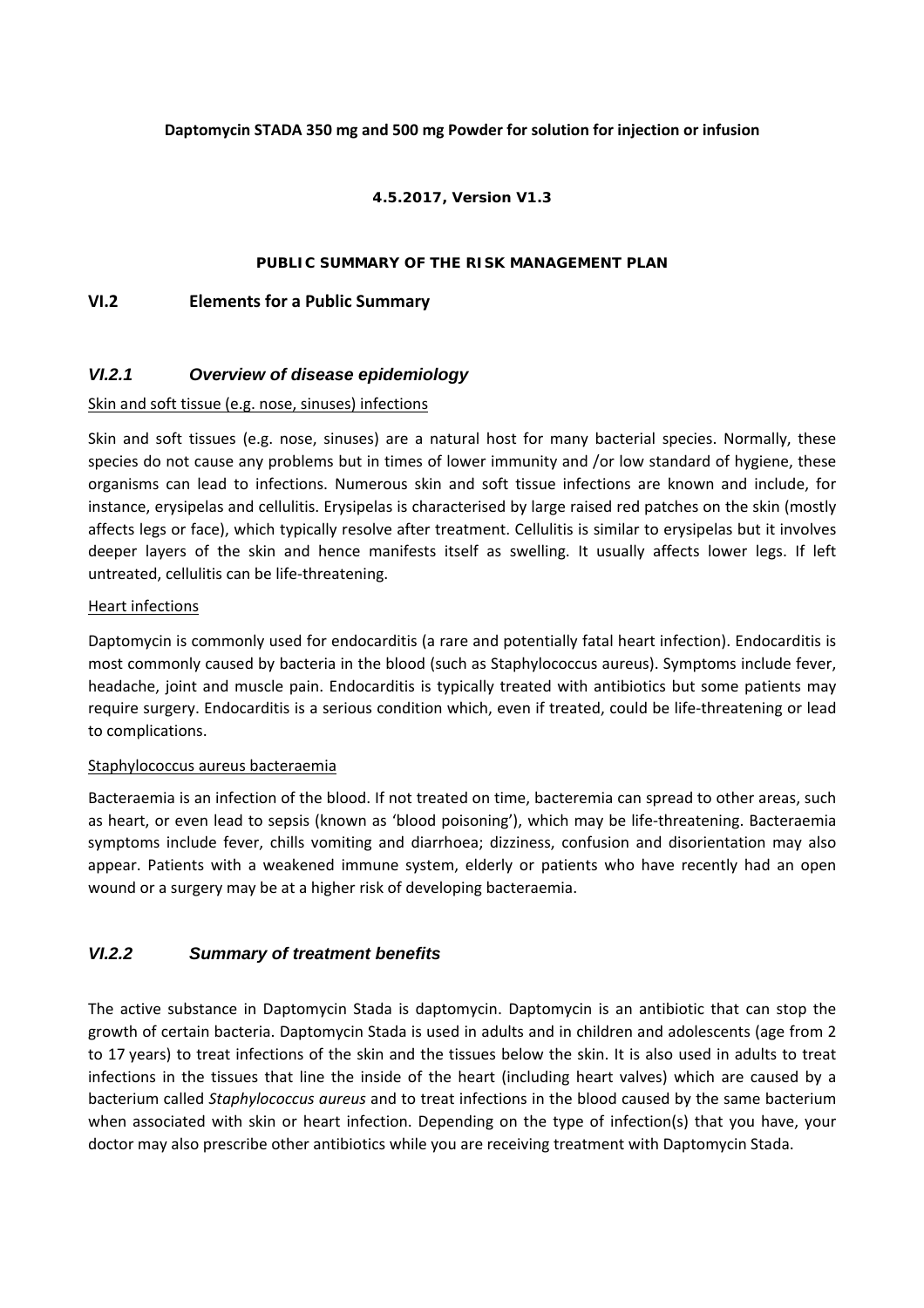**Daptomycin STADA 350 mg and 500 mg Powder for solution for injection or infusion**

**4.5.2017, Version V1.3**

**PUBLIC SUMMARY OF THE RISK MANAGEMENT PLAN**

## VI.2 Elements for a Public Summary

### *VI.2.1 Overview of disease epidemiology*

Skin and soft tissue (e.g. nose, sinuses) infections

Skin and soft tissues (e.g. nose, sinuses) are a natural host for many bacterial species. Normally, these species do not cause any problems but in times of lower immunity and /or low standard of hygiene, these organisms can lead to infections. Numerous skin and soft tissue infections are known and include, for instance, erysipelas and cellulitis. Erysipelas is characterised by large raised red patches on the skin (mostly affects legs or face), which typically resolve after treatment. Cellulitis is similar to erysipelas but it involves deeper layers of the skin and hence manifests itself as swelling. It usually affects lower legs. If left untreated, cellulitis can be life-threatening.

Heart infections

Daptomycin is commonly used for endocarditis (a rare and potentially fatal heart infection). Endocarditis is most commonly caused by bacteria in the blood (such as Staphylococcus aureus). Symptoms include fever, headache, joint and muscle pain. Endocarditis is typically treated with antibiotics but some patients may require surgery. Endocarditis is a serious condition which, even if treated, could be life-threatening or lead to complications.

Staphylococcus aureus bacteraemia

Bacteraemia is an infection of the blood. If not treated on time, bacteremia can spread to other areas, such as heart, or even lead to sepsis (known as 'blood poisoning'), which may be life-threatening. Bacteraemia symptoms include fever, chills vomiting and diarrhoea; dizziness, confusion and disorientation may also appear. Patients with a weakened immune system, elderly or patients who have recently had an open wound or a surgery may be at a higher risk of developing bacteraemia.

### *VI.2.2 Summary of treatment benefits*

The active substance in Daptomycin Stada is daptomycin. Daptomycin is an antibiotic that can stop the growth of certain bacteria. Daptomycin Stada is used in adults and in children and adolescents (age from 2 to 17 years) to treat infections of the skin and the tissues below the skin. It is also used in adults to treat infections in the tissues that line the inside of the heart (including heart valves) which are caused by a bacterium called *Staphylococcus aureus* and to treat infections in the blood caused by the same bacterium when associated with skin or heart infection. Depending on the type of infection(s) that you have, your doctor may also prescribe other antibiotics while you are receiving treatment with Daptomycin Stada.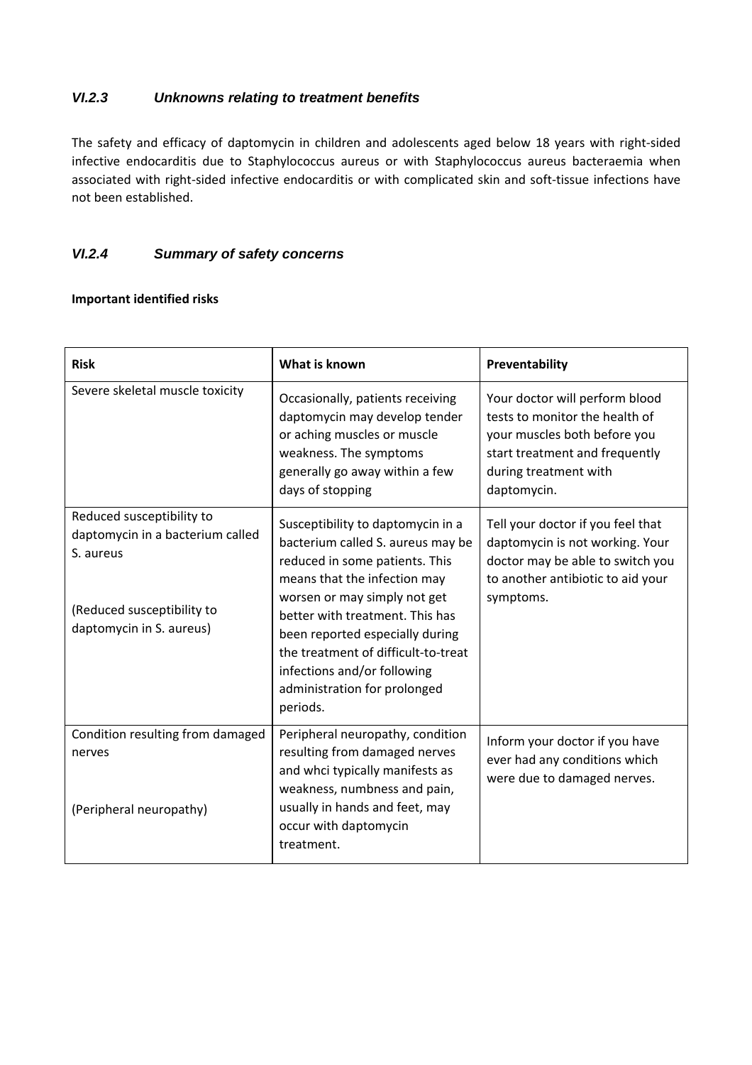### *VI.2.3 Unknowns relating to treatment benefits*

The safety and efficacy of daptomycin in children and adolescents aged below 18 years with right-sided infective endocarditis due to Staphylococcus aureus or with Staphylococcus aureus bacteraemia when associated with right-sided infective endocarditis or with complicated skin and soft-tissue infections have not been established.

### *VI.2.4 Summary of safety concerns*

**Important identified risks**

| **Risk** | **What is known** | **Preventability** |
| --- | --- | --- |
| Severe skeletal muscle toxicity | Occasionally, patients receiving daptomycin may develop tender or aching muscles or muscle weakness. The symptoms generally go away within a few days of stopping | Your doctor will perform blood tests to monitor the health of your muscles both before you start treatment and frequently during treatment with daptomycin. |
| Reduced susceptibility to daptomycin in a bacterium called S. aureus<br><br>(Reduced susceptibility to daptomycin in S. aureus) | Susceptibility to daptomycin in a bacterium called S. aureus may be reduced in some patients. This means that the infection may worsen or may simply not get better with treatment. This has been reported especially during the treatment of difficult-to-treat infections and/or following administration for prolonged periods. | Tell your doctor if you feel that daptomycin is not working. Your doctor may be able to switch you to another antibiotic to aid your symptoms. |
| Condition resulting from damaged nerves<br><br>(Peripheral neuropathy) | Peripheral neuropathy, condition resulting from damaged nerves and whci typically manifests as weakness, numbness and pain, usually in hands and feet, may occur with daptomycin treatment. | Inform your doctor if you have ever had any conditions which were due to damaged nerves. |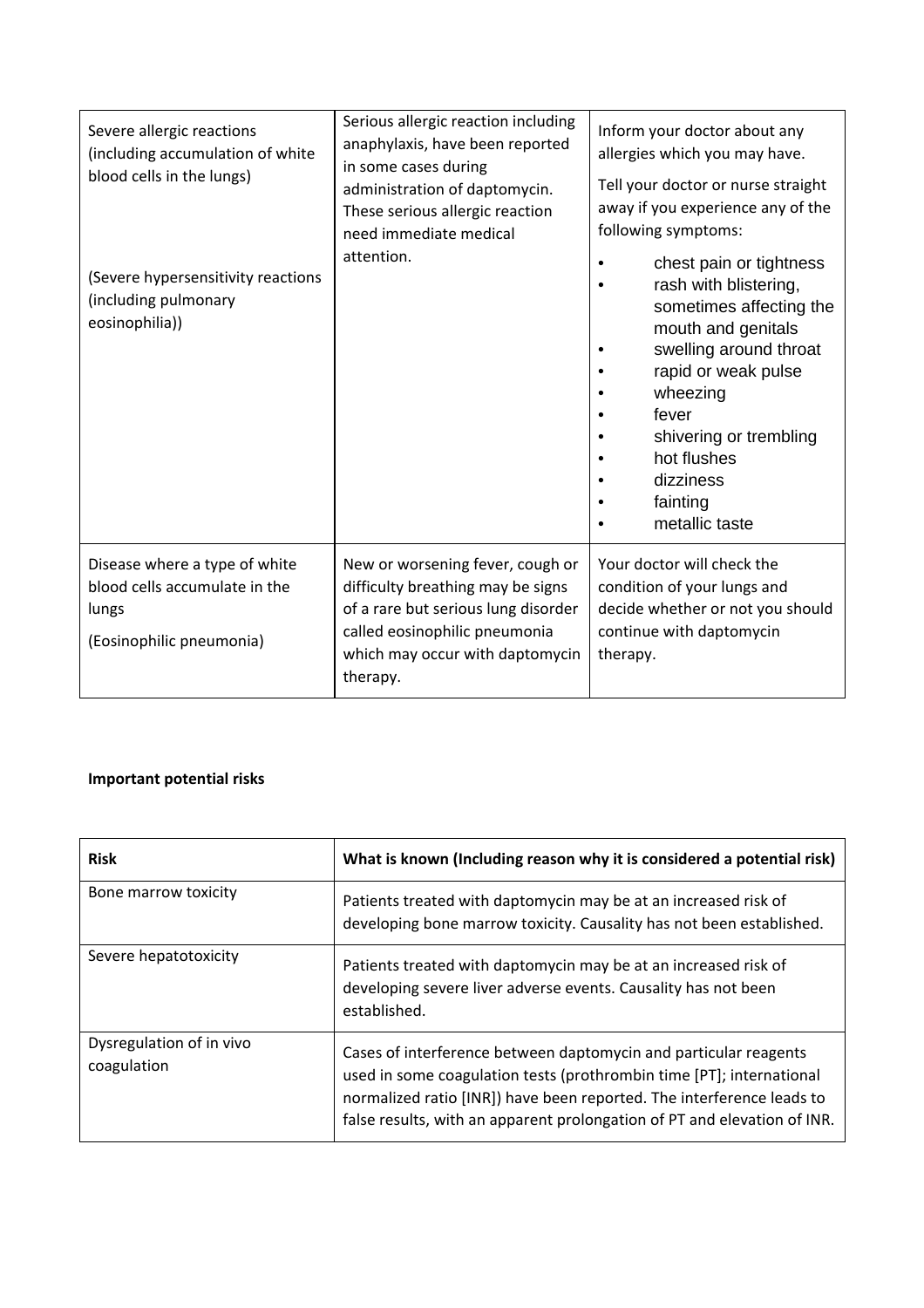| | | |
|---|---|---|
| Severe allergic reactions (including accumulation of white blood cells in the lungs)<br><br>(Severe hypersensitivity reactions (including pulmonary eosinophilia)) | Serious allergic reaction including anaphylaxis, have been reported in some cases during administration of daptomycin. These serious allergic reaction need immediate medical attention. | Inform your doctor about any allergies which you may have.<br><br>Tell your doctor or nurse straight away if you experience any of the following symptoms:<br>• chest pain or tightness<br>• rash with blistering, sometimes affecting the mouth and genitals<br>• swelling around throat<br>• rapid or weak pulse<br>• wheezing<br>• fever<br>• shivering or trembling<br>• hot flushes<br>• dizziness<br>• fainting<br>• metallic taste |
| Disease where a type of white blood cells accumulate in the lungs<br><br>(Eosinophilic pneumonia) | New or worsening fever, cough or difficulty breathing may be signs of a rare but serious lung disorder called eosinophilic pneumonia which may occur with daptomycin therapy. | Your doctor will check the condition of your lungs and decide whether or not you should continue with daptomycin therapy. |

**Important potential risks**

| Risk | What is known (Including reason why it is considered a potential risk) |
|---|---|
| Bone marrow toxicity | Patients treated with daptomycin may be at an increased risk of developing bone marrow toxicity. Causality has not been established. |
| Severe hepatotoxicity | Patients treated with daptomycin may be at an increased risk of developing severe liver adverse events. Causality has not been established. |
| Dysregulation of in vivo coagulation | Cases of interference between daptomycin and particular reagents used in some coagulation tests (prothrombin time [PT]; international normalized ratio [INR]) have been reported. The interference leads to false results, with an apparent prolongation of PT and elevation of INR. |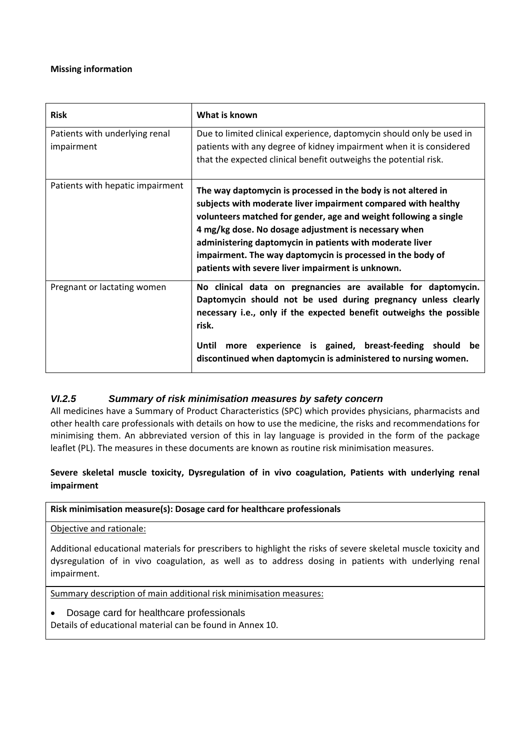**Missing information**

| **Risk** | **What is known** |
| --- | --- |
| Patients with underlying renal impairment | Due to limited clinical experience, daptomycin should only be used in patients with any degree of kidney impairment when it is considered that the expected clinical benefit outweighs the potential risk. |
| Patients with hepatic impairment | **The way daptomycin is processed in the body is not altered in subjects with moderate liver impairment compared with healthy volunteers matched for gender, age and weight following a single 4 mg/kg dose. No dosage adjustment is necessary when administering daptomycin in patients with moderate liver impairment. The way daptomycin is processed in the body of patients with severe liver impairment is unknown.** |
| Pregnant or lactating women | **No clinical data on pregnancies are available for daptomycin. Daptomycin should not be used during pregnancy unless clearly necessary i.e., only if the expected benefit outweighs the possible risk.**<br><br>**Until more experience is gained, breast-feeding should be discontinued when daptomycin is administered to nursing women.** |

### *VI.2.5 Summary of risk minimisation measures by safety concern*

All medicines have a Summary of Product Characteristics (SPC) which provides physicians, pharmacists and other health care professionals with details on how to use the medicine, the risks and recommendations for minimising them. An abbreviated version of this in lay language is provided in the form of the package leaflet (PL). The measures in these documents are known as routine risk minimisation measures.

**Severe skeletal muscle toxicity, Dysregulation of in vivo coagulation, Patients with underlying renal impairment**

| **Risk minimisation measure(s): Dosage card for healthcare professionals** |
| --- |
| Objective and rationale:<br><br>Additional educational materials for prescribers to highlight the risks of severe skeletal muscle toxicity and dysregulation of in vivo coagulation, as well as to address dosing in patients with underlying renal impairment. |
| Summary description of main additional risk minimisation measures:<br><br>• Dosage card for healthcare professionals<br>Details of educational material can be found in Annex 10. |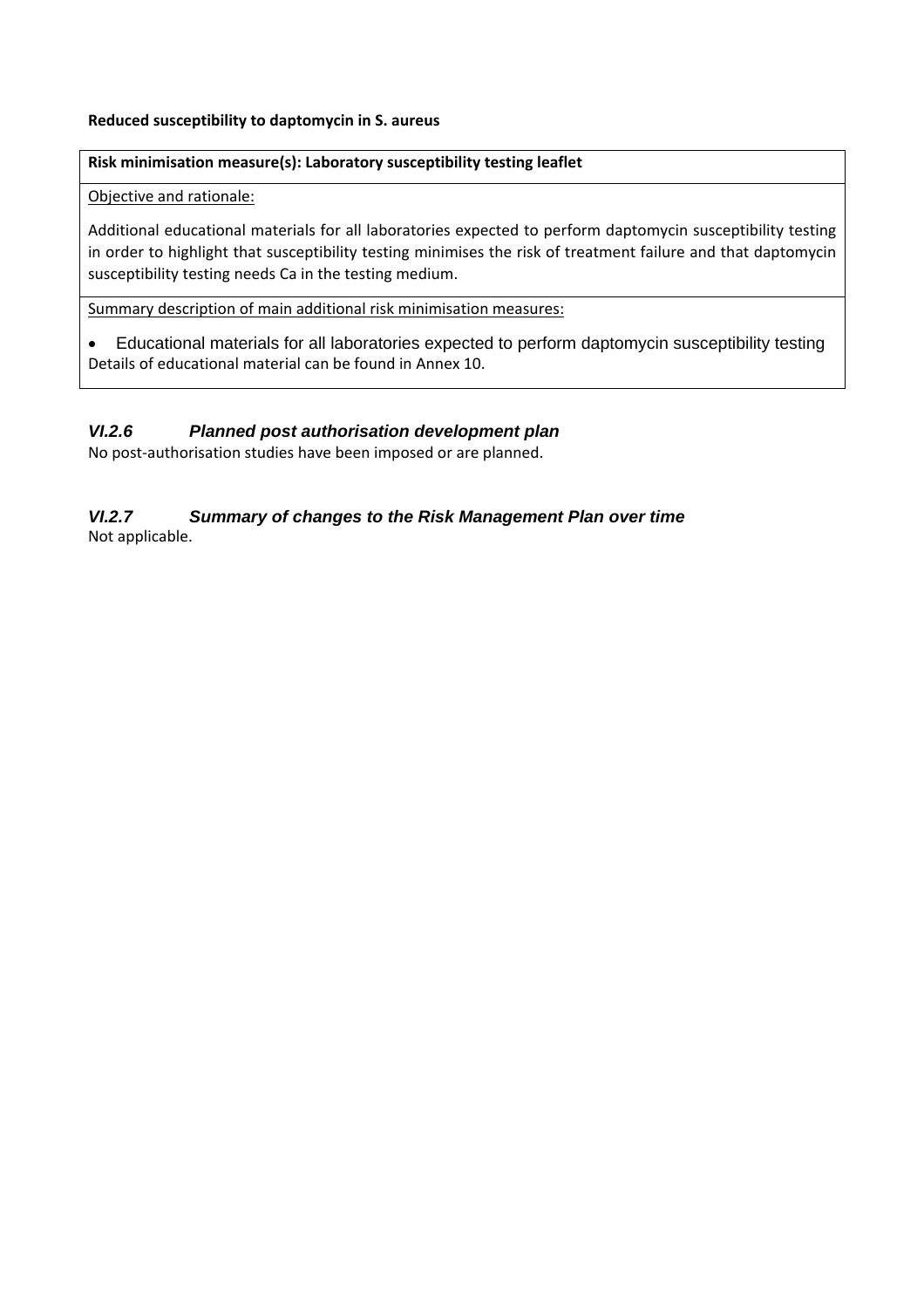**Reduced susceptibility to daptomycin in S. aureus**

| **Risk minimisation measure(s): Laboratory susceptibility testing leaflet** |
|---|
| Objective and rationale: |
| Additional educational materials for all laboratories expected to perform daptomycin susceptibility testing in order to highlight that susceptibility testing minimises the risk of treatment failure and that daptomycin susceptibility testing needs Ca in the testing medium. |
| Summary description of main additional risk minimisation measures: |
| • Educational materials for all laboratories expected to perform daptomycin susceptibility testing<br>Details of educational material can be found in Annex 10. |

### *VI.2.6 Planned post authorisation development plan*

No post-authorisation studies have been imposed or are planned.

### *VI.2.7 Summary of changes to the Risk Management Plan over time*

Not applicable.